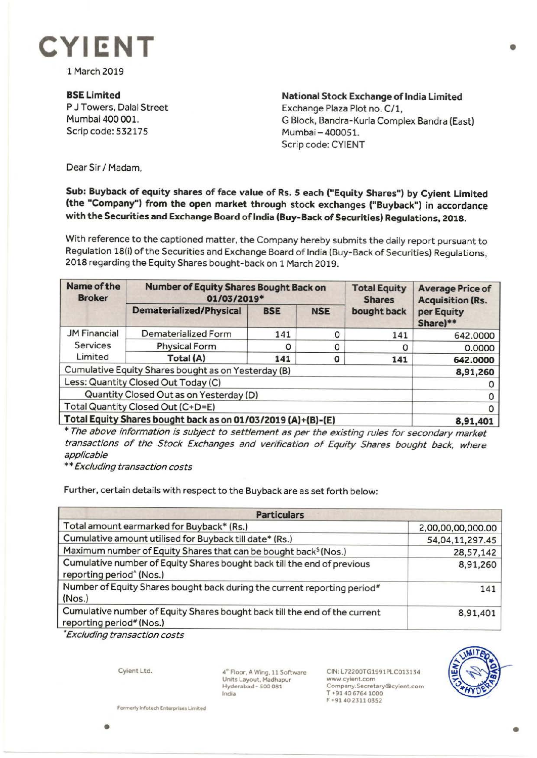# CYIENT

1 March 2019

**BSE Limited**
P J Towers, Dalal Street
Mumbai 400 001.
Scrip code: 532175

**National Stock Exchange of India Limited**
Exchange Plaza Plot no. C/1,
G Block, Bandra-Kurla Complex Bandra (East)
Mumbai – 400051.
Scrip code: CYIENT

Dear Sir / Madam,

**Sub: Buyback of equity shares of face value of Rs. 5 each ("Equity Shares") by Cyient Limited (the "Company") from the open market through stock exchanges ("Buyback") in accordance with the Securities and Exchange Board of India (Buy-Back of Securities) Regulations, 2018.**

With reference to the captioned matter, the Company hereby submits the daily report pursuant to Regulation 18(i) of the Securities and Exchange Board of India (Buy-Back of Securities) Regulations, 2018 regarding the Equity Shares bought-back on 1 March 2019.

| Name of the Broker | Number of Equity Shares Bought Back on 01/03/2019* | | | Total Equity Shares bought back | Average Price of Acquisition (Rs. per Equity Share)** |
|---|---|---|---|---|---|
| | Dematerialized/Physical | BSE | NSE | | |
| JM Financial Services Limited | Dematerialized Form | 141 | 0 | 141 | 642.0000 |
| | Physical Form | 0 | 0 | 0 | 0.0000 |
| | **Total (A)** | **141** | **0** | **141** | **642.0000** |
| Cumulative Equity Shares bought as on Yesterday (B) | | | | | **8,91,260** |
| Less: Quantity Closed Out Today (C) | | | | | 0 |
| Quantity Closed Out as on Yesterday (D) | | | | | 0 |
| Total Quantity Closed Out (C+D=E) | | | | | 0 |
| **Total Equity Shares bought back as on 01/03/2019 (A)+(B)-(E)** | | | | | **8,91,401** |

*\* The above information is subject to settlement as per the existing rules for secondary market transactions of the Stock Exchanges and verification of Equity Shares bought back, where applicable*

*\*\* Excluding transaction costs*

Further, certain details with respect to the Buyback are as set forth below:

| Particulars | |
|---|---|
| Total amount earmarked for Buyback* (Rs.) | 2,00,00,00,000.00 |
| Cumulative amount utilised for Buyback till date* (Rs.) | 54,04,11,297.45 |
| Maximum number of Equity Shares that can be bought back$ (Nos.) | 28,57,142 |
| Cumulative number of Equity Shares bought back till the end of previous reporting period^ (Nos.) | 8,91,260 |
| Number of Equity Shares bought back during the current reporting period# (Nos.) | 141 |
| Cumulative number of Equity Shares bought back till the end of the current reporting period# (Nos.) | 8,91,401 |

*\*Excluding transaction costs*

Cyient Ltd.

4th Floor, A Wing, 11 Software Units Layout, Madhapur
Hyderabad - 500 081
India

CIN: L72200TG1991PLC013134
www.cyient.com
Company.Secretary@cyient.com
T +91 40 6764 1000
F +91 40 2311 0352

Formerly Infotech Enterprises Limited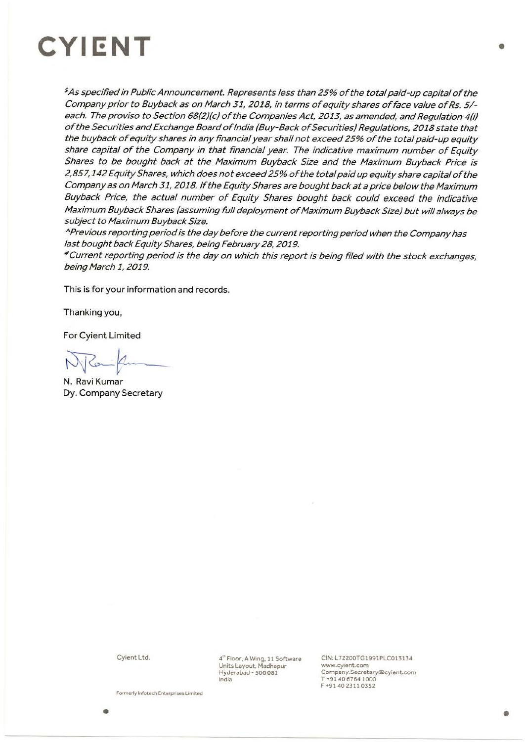# CYIENT

*$As specified in Public Announcement. Represents less than 25% of the total paid-up capital of the Company prior to Buyback as on March 31, 2018, in terms of equity shares of face value of Rs. 5/- each. The proviso to Section 68(2)(c) of the Companies Act, 2013, as amended, and Regulation 4(i) of the Securities and Exchange Board of India (Buy-Back of Securities) Regulations, 2018 state that the buyback of equity shares in any financial year shall not exceed 25% of the total paid-up equity share capital of the Company in that financial year. The indicative maximum number of Equity Shares to be bought back at the Maximum Buyback Size and the Maximum Buyback Price is 2,857,142 Equity Shares, which does not exceed 25% of the total paid up equity share capital of the Company as on March 31, 2018. If the Equity Shares are bought back at a price below the Maximum Buyback Price, the actual number of Equity Shares bought back could exceed the indicative Maximum Buyback Shares (assuming full deployment of Maximum Buyback Size) but will always be subject to Maximum Buyback Size.*

*^Previous reporting period is the day before the current reporting period when the Company has last bought back Equity Shares, being February 28, 2019.*

*#Current reporting period is the day on which this report is being filed with the stock exchanges, being March 1, 2019.*

This is for your information and records.

Thanking you,

For Cyient Limited

N. Ravi Kumar
Dy. Company Secretary

Cyient Ltd.

4th Floor, A Wing, 11 Software Units Layout, Madhapur
Hyderabad - 500 081
India

CIN: L72200TG1991PLC013134
www.cyient.com
Company.Secretary@cyient.com
T +91 40 6764 1000
F +91 40 2311 0352

Formerly Infotech Enterprises Limited